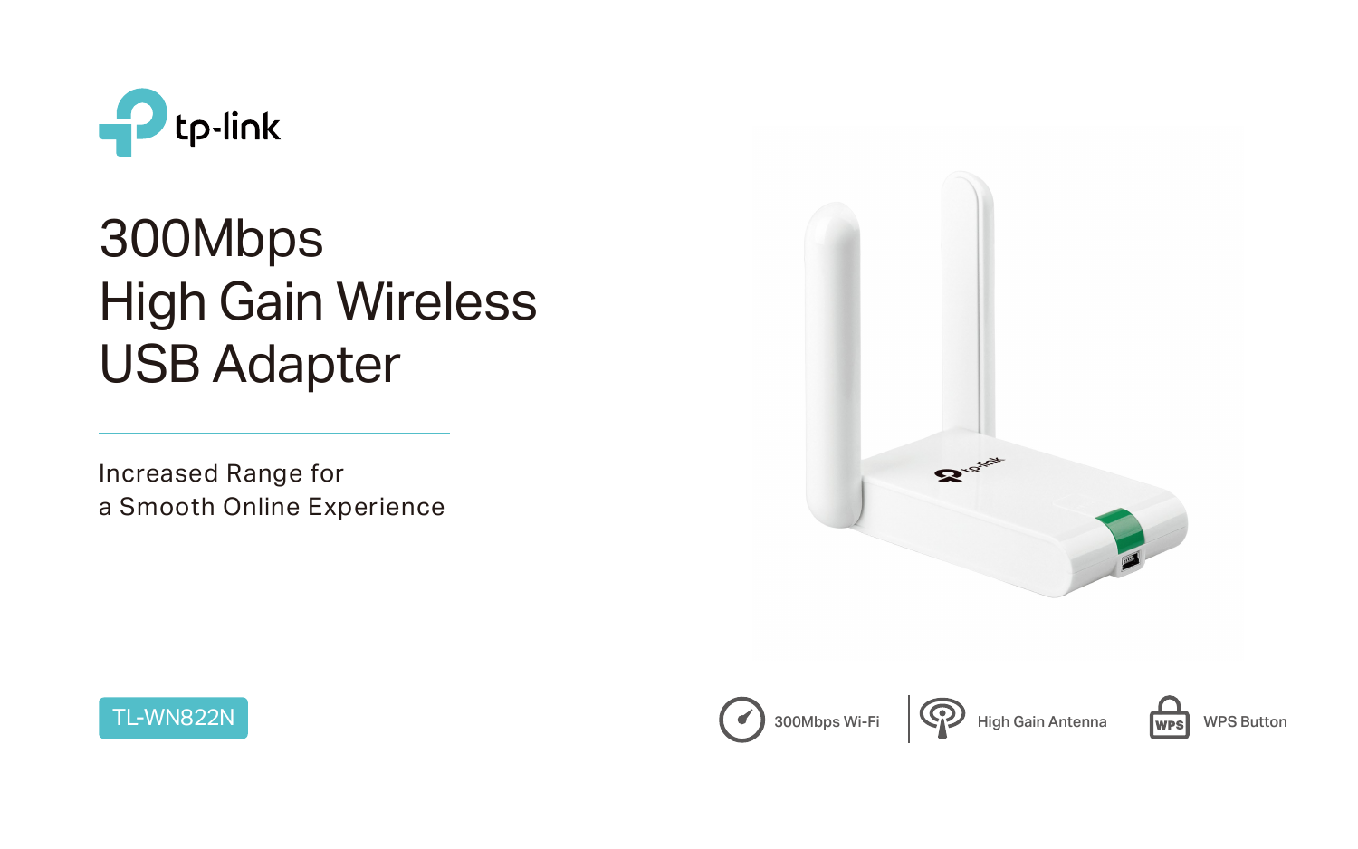tp-link

# 300Mbps High Gain Wireless USB Adapter

Increased Range for
a Smooth Online Experience

TL-WN822N

300Mbps Wi-Fi | High Gain Antenna | WPS Button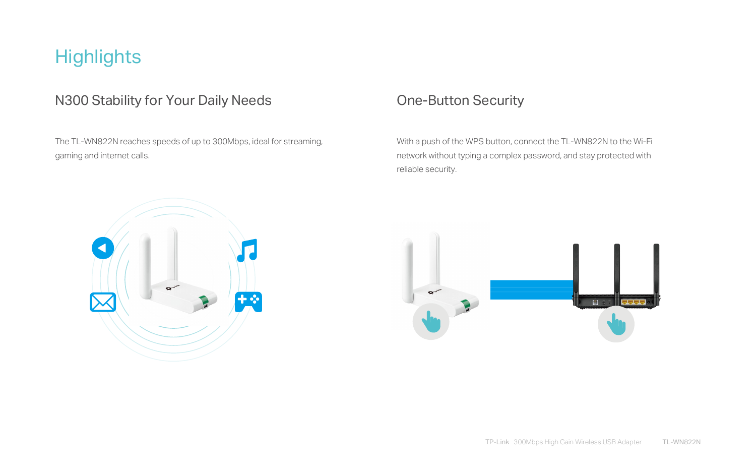# Highlights

## N300 Stability for Your Daily Needs

The TL-WN822N reaches speeds of up to 300Mbps, ideal for streaming, gaming and internet calls.

## One-Button Security

With a push of the WPS button, connect the TL-WN822N to the Wi-Fi network without typing a complex password, and stay protected with reliable security.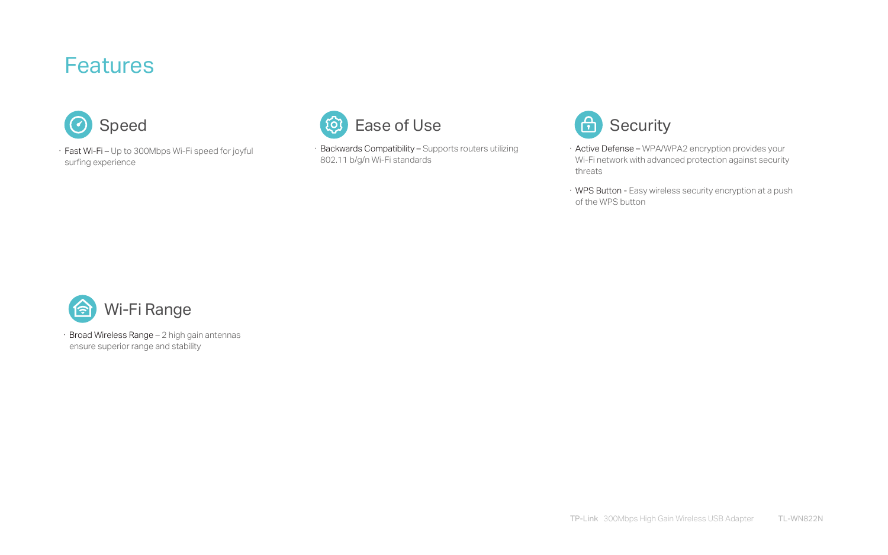# Features

## Speed

- **Fast Wi-Fi** – Up to 300Mbps Wi-Fi speed for joyful surfing experience

## Ease of Use

- **Backwards Compatibility** – Supports routers utilizing 802.11 b/g/n Wi-Fi standards

## Security

- **Active Defense** – WPA/WPA2 encryption provides your Wi-Fi network with advanced protection against security threats
- **WPS Button** - Easy wireless security encryption at a push of the WPS button

## Wi-Fi Range

- **Broad Wireless Range** – 2 high gain antennas ensure superior range and stability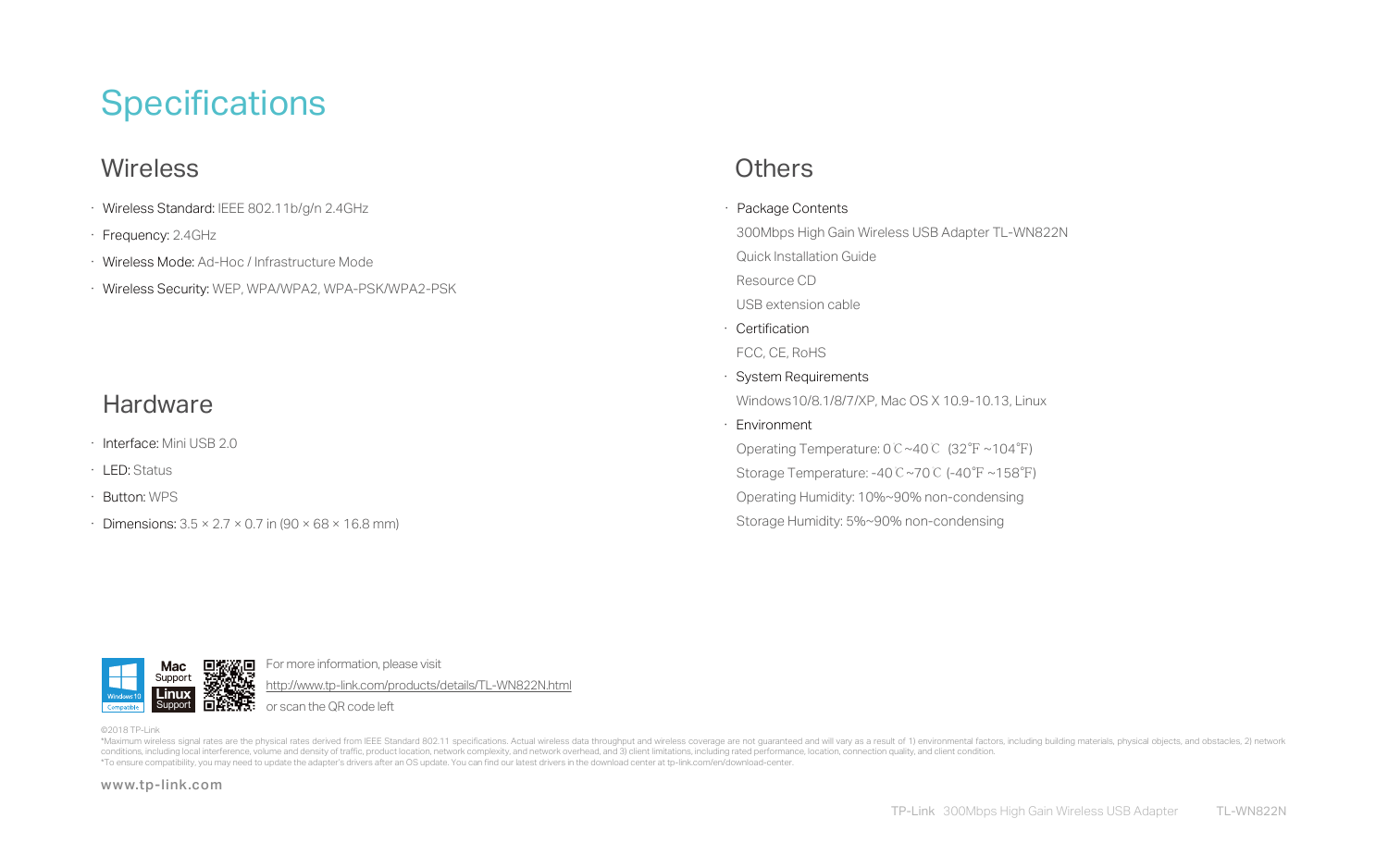# Specifications

## Wireless

- Wireless Standard: IEEE 802.11b/g/n 2.4GHz
- Frequency: 2.4GHz
- Wireless Mode: Ad-Hoc / Infrastructure Mode
- Wireless Security: WEP, WPA/WPA2, WPA-PSK/WPA2-PSK

## Hardware

- Interface: Mini USB 2.0
- LED: Status
- Button: WPS
- Dimensions: 3.5 × 2.7 × 0.7 in (90 × 68 × 16.8 mm)

## Others

- Package Contents

  300Mbps High Gain Wireless USB Adapter TL-WN822N

  Quick Installation Guide

  Resource CD

  USB extension cable
- Certification

  FCC, CE, RoHS
- System Requirements

  Windows10/8.1/8/7/XP, Mac OS X 10.9-10.13, Linux
- Environment

  Operating Temperature: 0℃~40℃ (32℉~104℉)

  Storage Temperature: -40℃~70℃ (-40℉~158℉)

  Operating Humidity: 10%~90% non-condensing

  Storage Humidity: 5%~90% non-condensing

Windows10 Compatible | Mac Support | Linux Support

For more information, please visit

http://www.tp-link.com/products/details/TL-WN822N.html

or scan the QR code left

©2018 TP-Link

*Maximum wireless signal rates are the physical rates derived from IEEE Standard 802.11 specifications. Actual wireless data throughput and wireless coverage are not guaranteed and will vary as a result of 1) environmental factors, including building materials, physical objects, and obstacles, 2) network conditions, including local interference, volume and density of traffic, product location, network complexity, and network overhead, and 3) client limitations, including rated performance, location, connection quality, and client condition.

*To ensure compatibility, you may need to update the adapter's drivers after an OS update. You can find our latest drivers in the download center at tp-link.com/en/download-center.

www.tp-link.com

TP-Link 300Mbps High Gain Wireless USB Adapter TL-WN822N